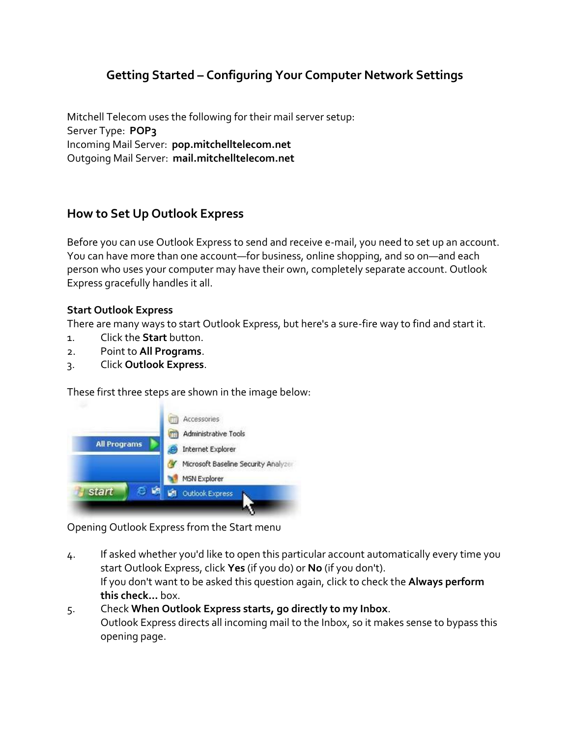# Getting Started – Configuring Your Computer Network Settings

Mitchell Telecom uses the following for their mail server setup:
Server Type: **POP3**
Incoming Mail Server: **pop.mitchelltelecom.net**
Outgoing Mail Server: **mail.mitchelltelecom.net**

## How to Set Up Outlook Express

Before you can use Outlook Express to send and receive e-mail, you need to set up an account. You can have more than one account—for business, online shopping, and so on—and each person who uses your computer may have their own, completely separate account. Outlook Express gracefully handles it all.

### Start Outlook Express

There are many ways to start Outlook Express, but here's a sure-fire way to find and start it.

1. Click the **Start** button.
2. Point to **All Programs**.
3. Click **Outlook Express**.

These first three steps are shown in the image below:

Opening Outlook Express from the Start menu

4. If asked whether you'd like to open this particular account automatically every time you start Outlook Express, click **Yes** (if you do) or **No** (if you don't).
   If you don't want to be asked this question again, click to check the **Always perform this check...** box.
5. Check **When Outlook Express starts, go directly to my Inbox**.
   Outlook Express directs all incoming mail to the Inbox, so it makes sense to bypass this opening page.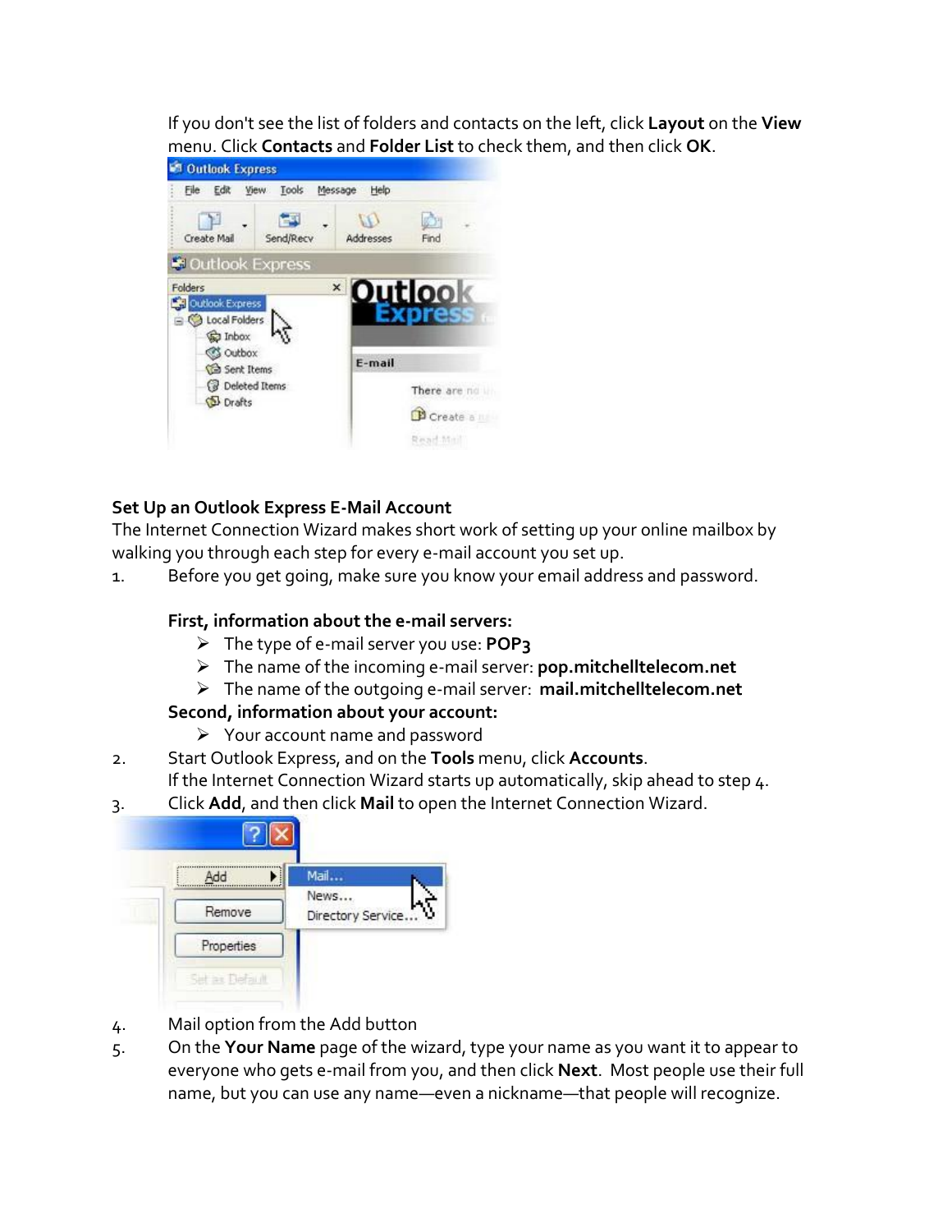If you don't see the list of folders and contacts on the left, click **Layout** on the **View** menu. Click **Contacts** and **Folder List** to check them, and then click **OK**.

**Set Up an Outlook Express E-Mail Account**

The Internet Connection Wizard makes short work of setting up your online mailbox by walking you through each step for every e-mail account you set up.

1. Before you get going, make sure you know your email address and password.

   **First, information about the e-mail servers:**

   - The type of e-mail server you use: **POP3**
   - The name of the incoming e-mail server: **pop.mitchelltelecom.net**
   - The name of the outgoing e-mail server: **mail.mitchelltelecom.net**

   **Second, information about your account:**

   - Your account name and password

2. Start Outlook Express, and on the **Tools** menu, click **Accounts**.
   If the Internet Connection Wizard starts up automatically, skip ahead to step 4.
3. Click **Add**, and then click **Mail** to open the Internet Connection Wizard.
4. Mail option from the Add button
5. On the **Your Name** page of the wizard, type your name as you want it to appear to everyone who gets e-mail from you, and then click **Next**. Most people use their full name, but you can use any name—even a nickname—that people will recognize.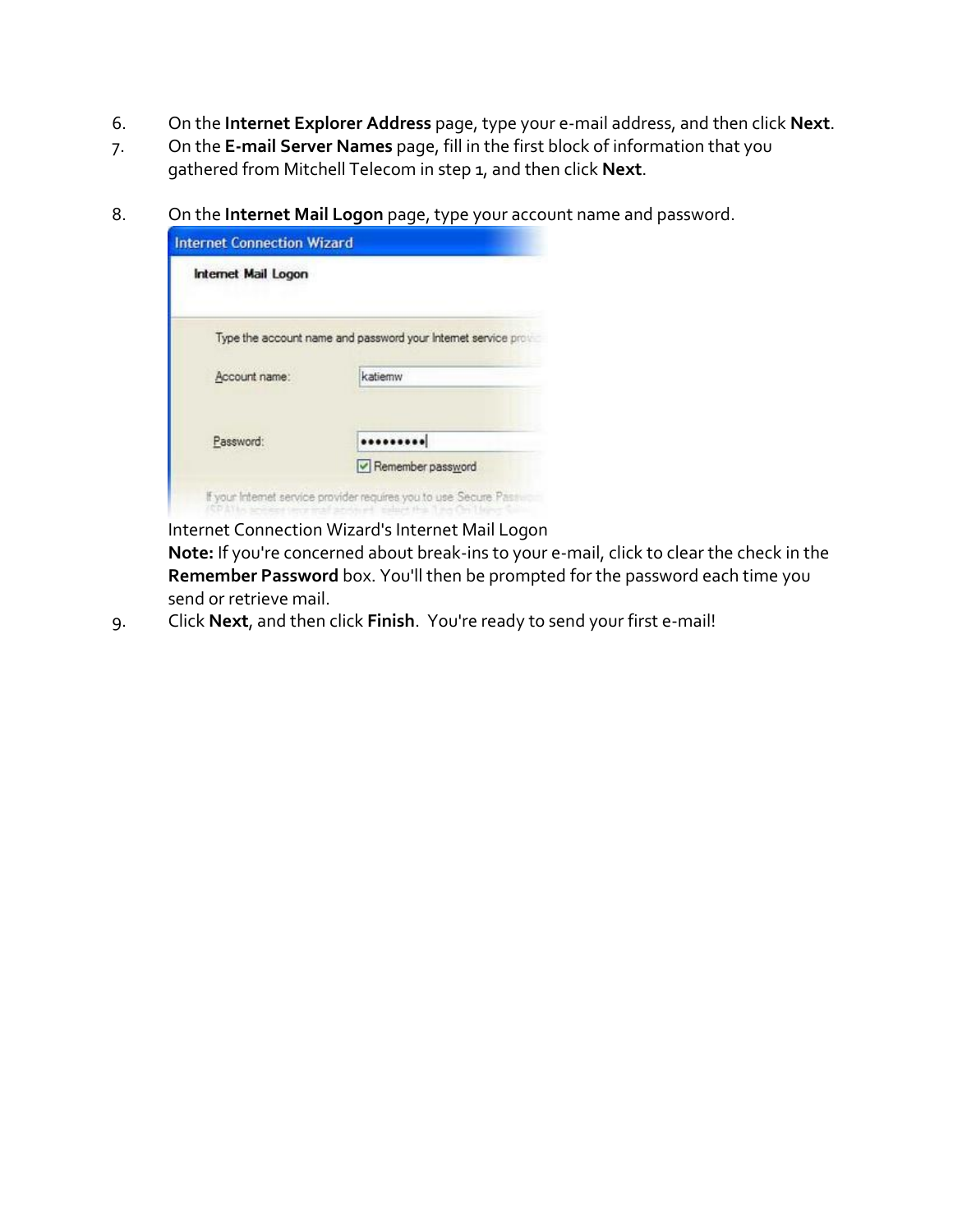6. On the **Internet Explorer Address** page, type your e-mail address, and then click **Next**.
7. On the **E-mail Server Names** page, fill in the first block of information that you gathered from Mitchell Telecom in step 1, and then click **Next**.

8. On the **Internet Mail Logon** page, type your account name and password.

   Internet Connection Wizard's Internet Mail Logon
   **Note:** If you're concerned about break-ins to your e-mail, click to clear the check in the **Remember Password** box. You'll then be prompted for the password each time you send or retrieve mail.
9. Click **Next**, and then click **Finish**. You're ready to send your first e-mail!